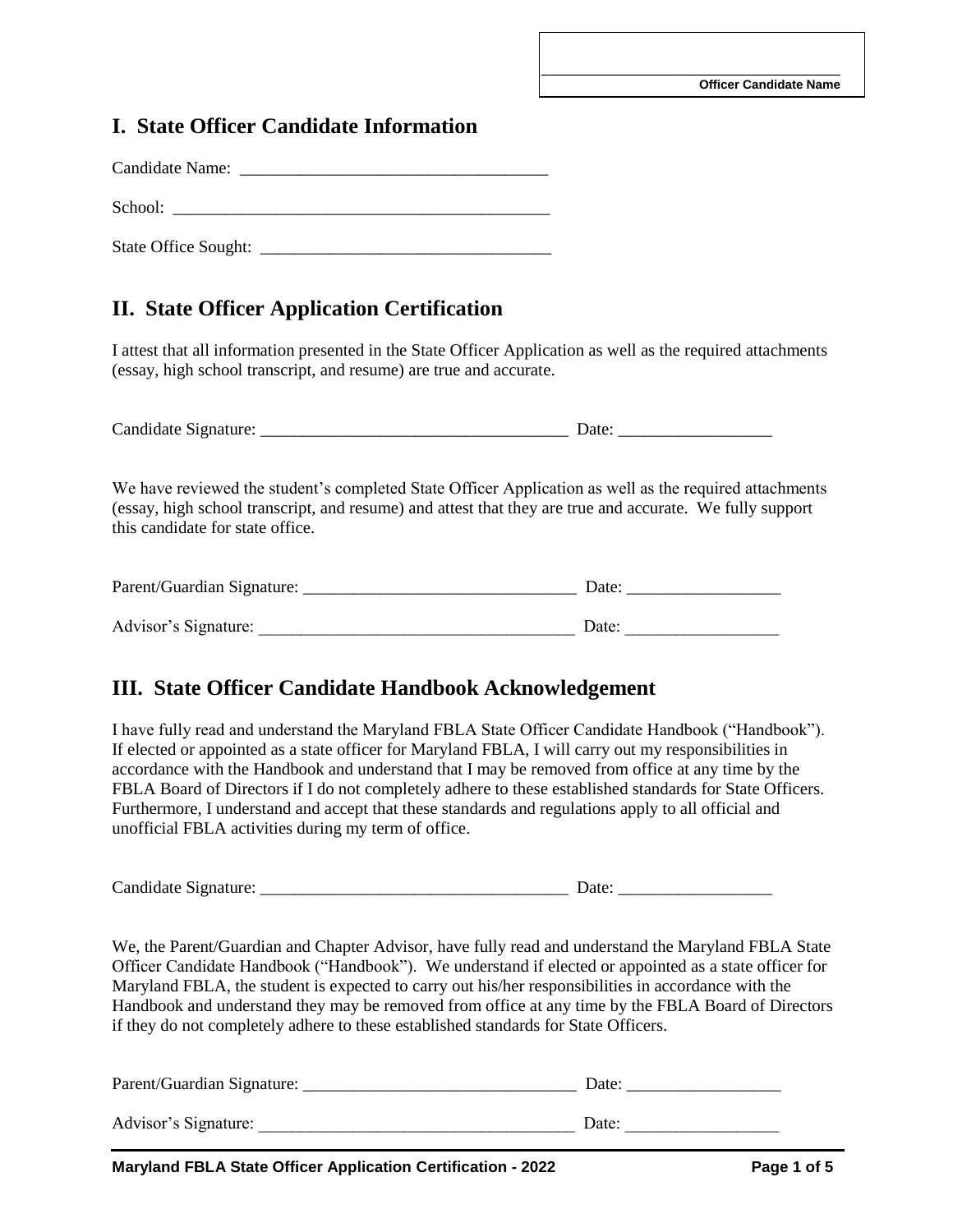\_\_\_\_\_\_\_\_\_\_\_\_\_\_\_\_\_\_\_\_\_\_\_\_\_\_\_\_\_\_\_\_\_\_\_\_
**Officer Candidate Name**

## I. State Officer Candidate Information

Candidate Name: ____________________________________

School: _____________________________________________

State Office Sought: __________________________________

## II. State Officer Application Certification

I attest that all information presented in the State Officer Application as well as the required attachments (essay, high school transcript, and resume) are true and accurate.

Candidate Signature: _____________________________________ Date: __________________

We have reviewed the student's completed State Officer Application as well as the required attachments (essay, high school transcript, and resume) and attest that they are true and accurate. We fully support this candidate for state office.

Parent/Guardian Signature: ________________________________ Date: __________________

Advisor's Signature: _____________________________________ Date: __________________

## III. State Officer Candidate Handbook Acknowledgement

I have fully read and understand the Maryland FBLA State Officer Candidate Handbook ("Handbook"). If elected or appointed as a state officer for Maryland FBLA, I will carry out my responsibilities in accordance with the Handbook and understand that I may be removed from office at any time by the FBLA Board of Directors if I do not completely adhere to these established standards for State Officers. Furthermore, I understand and accept that these standards and regulations apply to all official and unofficial FBLA activities during my term of office.

Candidate Signature: _____________________________________ Date: __________________

We, the Parent/Guardian and Chapter Advisor, have fully read and understand the Maryland FBLA State Officer Candidate Handbook ("Handbook"). We understand if elected or appointed as a state officer for Maryland FBLA, the student is expected to carry out his/her responsibilities in accordance with the Handbook and understand they may be removed from office at any time by the FBLA Board of Directors if they do not completely adhere to these established standards for State Officers.

Parent/Guardian Signature: ________________________________ Date: __________________

Advisor's Signature: _____________________________________ Date: __________________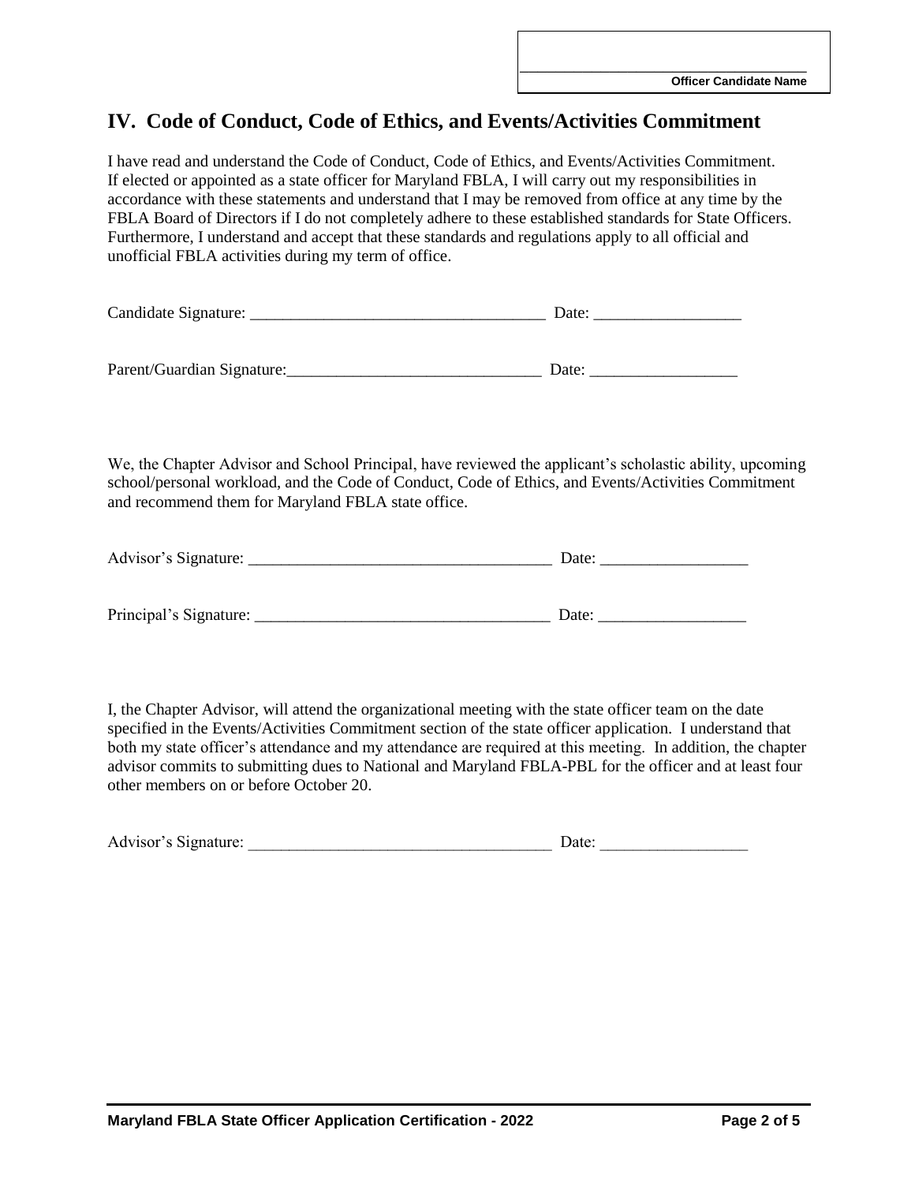Officer Candidate Name: ________________________________

## IV. Code of Conduct, Code of Ethics, and Events/Activities Commitment

I have read and understand the Code of Conduct, Code of Ethics, and Events/Activities Commitment. If elected or appointed as a state officer for Maryland FBLA, I will carry out my responsibilities in accordance with these statements and understand that I may be removed from office at any time by the FBLA Board of Directors if I do not completely adhere to these established standards for State Officers. Furthermore, I understand and accept that these standards and regulations apply to all official and unofficial FBLA activities during my term of office.

Candidate Signature: ____________________________________ Date: __________________

Parent/Guardian Signature:_______________________________ Date: __________________

We, the Chapter Advisor and School Principal, have reviewed the applicant's scholastic ability, upcoming school/personal workload, and the Code of Conduct, Code of Ethics, and Events/Activities Commitment and recommend them for Maryland FBLA state office.

Advisor's Signature: _____________________________________ Date: __________________

Principal's Signature: ____________________________________ Date: __________________

I, the Chapter Advisor, will attend the organizational meeting with the state officer team on the date specified in the Events/Activities Commitment section of the state officer application. I understand that both my state officer's attendance and my attendance are required at this meeting. In addition, the chapter advisor commits to submitting dues to National and Maryland FBLA-PBL for the officer and at least four other members on or before October 20.

Advisor's Signature: _____________________________________ Date: __________________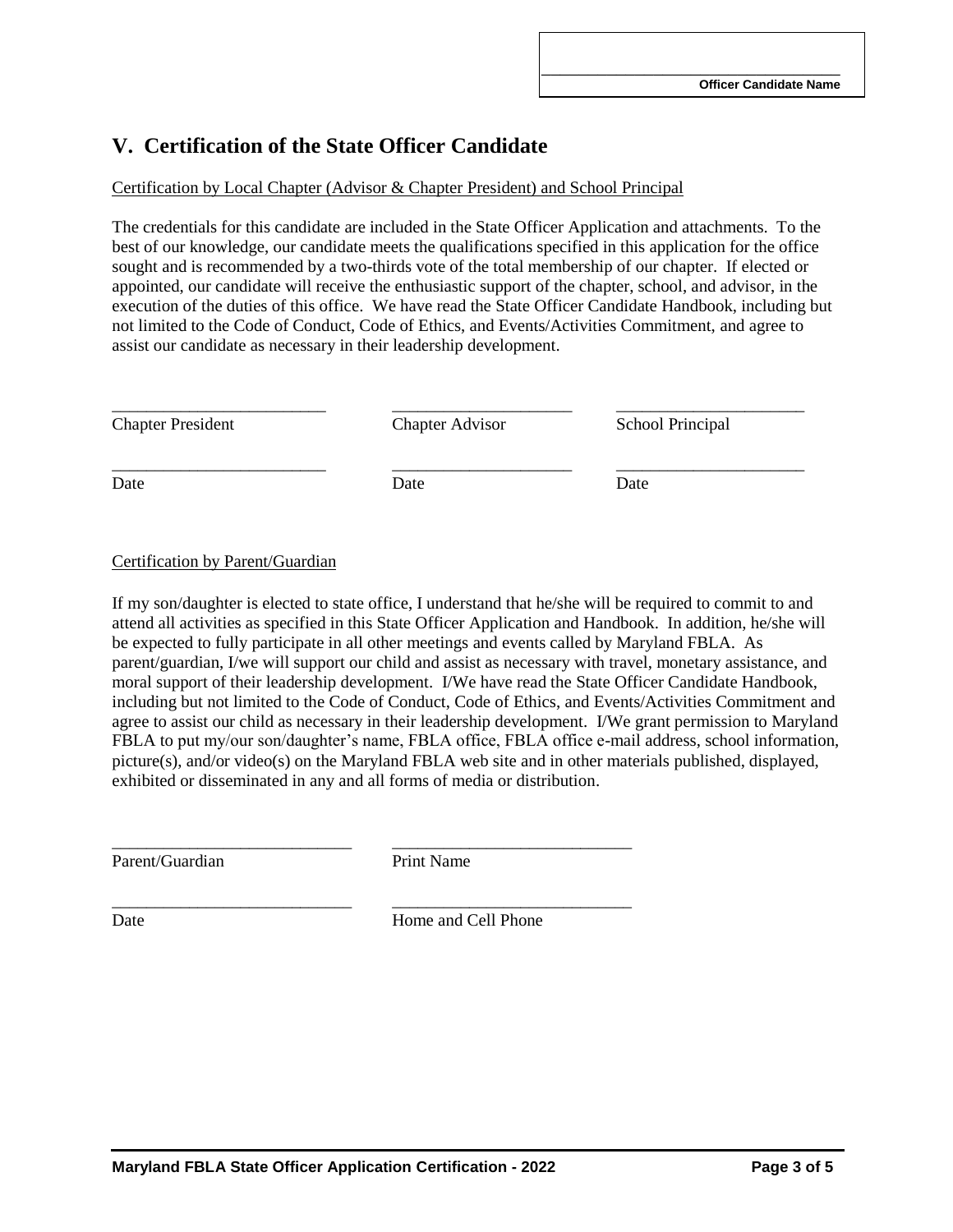_______________________________

**Officer Candidate Name**

## V. Certification of the State Officer Candidate

Certification by Local Chapter (Advisor & Chapter President) and School Principal

The credentials for this candidate are included in the State Officer Application and attachments. To the best of our knowledge, our candidate meets the qualifications specified in this application for the office sought and is recommended by a two-thirds vote of the total membership of our chapter. If elected or appointed, our candidate will receive the enthusiastic support of the chapter, school, and advisor, in the execution of the duties of this office. We have read the State Officer Candidate Handbook, including but not limited to the Code of Conduct, Code of Ethics, and Events/Activities Commitment, and agree to assist our candidate as necessary in their leadership development.

| _________________________ | _____________________ | ______________________ |
|---|---|---|
| Chapter President | Chapter Advisor | School Principal |
| _________________________ | _____________________ | ______________________ |
| Date | Date | Date |

Certification by Parent/Guardian

If my son/daughter is elected to state office, I understand that he/she will be required to commit to and attend all activities as specified in this State Officer Application and Handbook. In addition, he/she will be expected to fully participate in all other meetings and events called by Maryland FBLA. As parent/guardian, I/we will support our child and assist as necessary with travel, monetary assistance, and moral support of their leadership development. I/We have read the State Officer Candidate Handbook, including but not limited to the Code of Conduct, Code of Ethics, and Events/Activities Commitment and agree to assist our child as necessary in their leadership development. I/We grant permission to Maryland FBLA to put my/our son/daughter's name, FBLA office, FBLA office e-mail address, school information, picture(s), and/or video(s) on the Maryland FBLA web site and in other materials published, displayed, exhibited or disseminated in any and all forms of media or distribution.

| ____________________________ | ____________________________ |
|---|---|
| Parent/Guardian | Print Name |
| ____________________________ | ____________________________ |
| Date | Home and Cell Phone |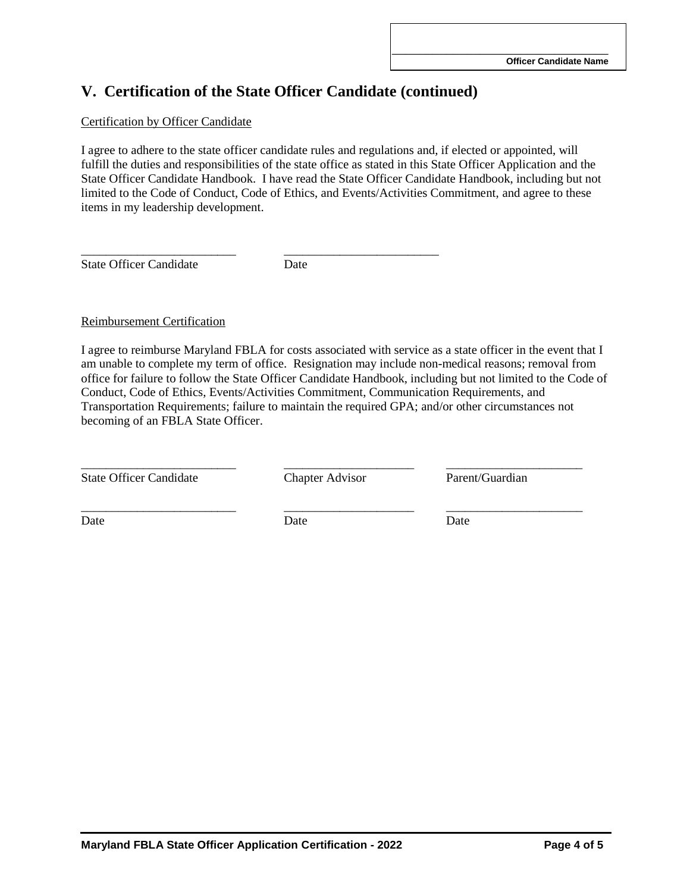\_\_\_\_\_\_\_\_\_\_\_\_\_\_\_\_\_\_\_\_\_\_\_\_\_\_\_\_\_\_
**Officer Candidate Name**

## V. Certification of the State Officer Candidate (continued)

Certification by Officer Candidate

I agree to adhere to the state officer candidate rules and regulations and, if elected or appointed, will fulfill the duties and responsibilities of the state office as stated in this State Officer Application and the State Officer Candidate Handbook. I have read the State Officer Candidate Handbook, including but not limited to the Code of Conduct, Code of Ethics, and Events/Activities Commitment, and agree to these items in my leadership development.

| \_\_\_\_\_\_\_\_\_\_\_\_\_\_\_\_\_\_\_\_\_\_\_\_\_ | \_\_\_\_\_\_\_\_\_\_\_\_\_\_\_\_\_\_\_\_\_\_\_\_\_ |
|---|---|
| State Officer Candidate | Date |

Reimbursement Certification

I agree to reimburse Maryland FBLA for costs associated with service as a state officer in the event that I am unable to complete my term of office. Resignation may include non-medical reasons; removal from office for failure to follow the State Officer Candidate Handbook, including but not limited to the Code of Conduct, Code of Ethics, Events/Activities Commitment, Communication Requirements, and Transportation Requirements; failure to maintain the required GPA; and/or other circumstances not becoming of an FBLA State Officer.

| \_\_\_\_\_\_\_\_\_\_\_\_\_\_\_\_\_\_\_\_\_\_\_\_\_ | \_\_\_\_\_\_\_\_\_\_\_\_\_\_\_\_\_\_\_\_\_ | \_\_\_\_\_\_\_\_\_\_\_\_\_\_\_\_\_\_\_\_\_\_ |
|---|---|---|
| State Officer Candidate | Chapter Advisor | Parent/Guardian |
| \_\_\_\_\_\_\_\_\_\_\_\_\_\_\_\_\_\_\_\_\_\_\_\_\_ | \_\_\_\_\_\_\_\_\_\_\_\_\_\_\_\_\_\_\_\_\_ | \_\_\_\_\_\_\_\_\_\_\_\_\_\_\_\_\_\_\_\_\_\_ |
| Date | Date | Date |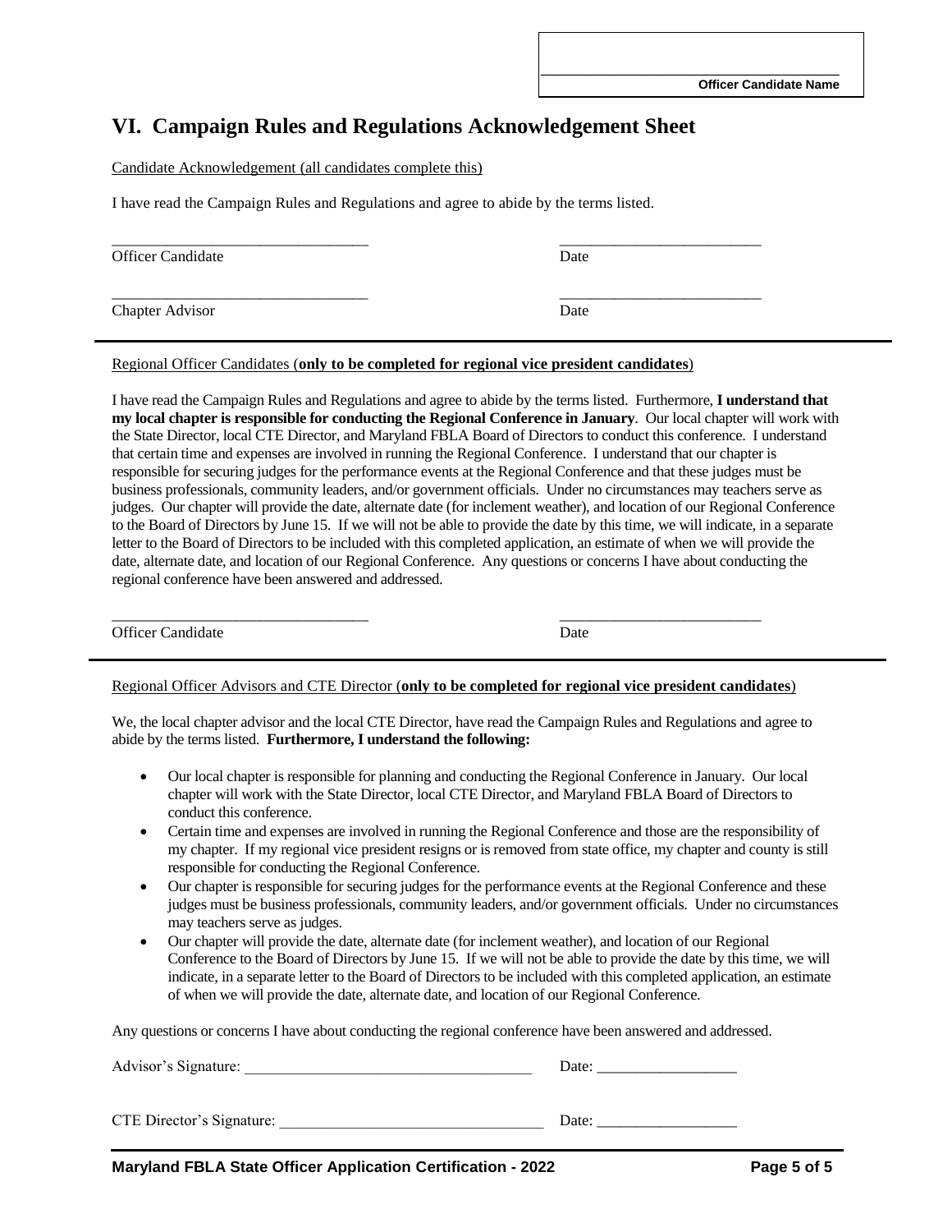\_\_\_\_\_\_\_\_\_\_\_\_\_\_\_\_\_\_\_\_\_\_\_\_\_\_\_\_\_\_\_\_
**Officer Candidate Name**

## VI. Campaign Rules and Regulations Acknowledgement Sheet

Candidate Acknowledgement (all candidates complete this)

I have read the Campaign Rules and Regulations and agree to abide by the terms listed.

________________________________ ________________________
Officer Candidate Date

________________________________ ________________________
Chapter Advisor Date

---

Regional Officer Candidates (**only to be completed for regional vice president candidates**)

I have read the Campaign Rules and Regulations and agree to abide by the terms listed. Furthermore, **I understand that my local chapter is responsible for conducting the Regional Conference in January**. Our local chapter will work with the State Director, local CTE Director, and Maryland FBLA Board of Directors to conduct this conference. I understand that certain time and expenses are involved in running the Regional Conference. I understand that our chapter is responsible for securing judges for the performance events at the Regional Conference and that these judges must be business professionals, community leaders, and/or government officials. Under no circumstances may teachers serve as judges. Our chapter will provide the date, alternate date (for inclement weather), and location of our Regional Conference to the Board of Directors by June 15. If we will not be able to provide the date by this time, we will indicate, in a separate letter to the Board of Directors to be included with this completed application, an estimate of when we will provide the date, alternate date, and location of our Regional Conference. Any questions or concerns I have about conducting the regional conference have been answered and addressed.

________________________________ ________________________
Officer Candidate Date

---

Regional Officer Advisors and CTE Director (**only to be completed for regional vice president candidates**)

We, the local chapter advisor and the local CTE Director, have read the Campaign Rules and Regulations and agree to abide by the terms listed. **Furthermore, I understand the following:**

- Our local chapter is responsible for planning and conducting the Regional Conference in January. Our local chapter will work with the State Director, local CTE Director, and Maryland FBLA Board of Directors to conduct this conference.
- Certain time and expenses are involved in running the Regional Conference and those are the responsibility of my chapter. If my regional vice president resigns or is removed from state office, my chapter and county is still responsible for conducting the Regional Conference.
- Our chapter is responsible for securing judges for the performance events at the Regional Conference and these judges must be business professionals, community leaders, and/or government officials. Under no circumstances may teachers serve as judges.
- Our chapter will provide the date, alternate date (for inclement weather), and location of our Regional Conference to the Board of Directors by June 15. If we will not be able to provide the date by this time, we will indicate, in a separate letter to the Board of Directors to be included with this completed application, an estimate of when we will provide the date, alternate date, and location of our Regional Conference.

Any questions or concerns I have about conducting the regional conference have been answered and addressed.

Advisor's Signature: ____________________________________ Date: __________________

CTE Director's Signature: __________________________________ Date: __________________